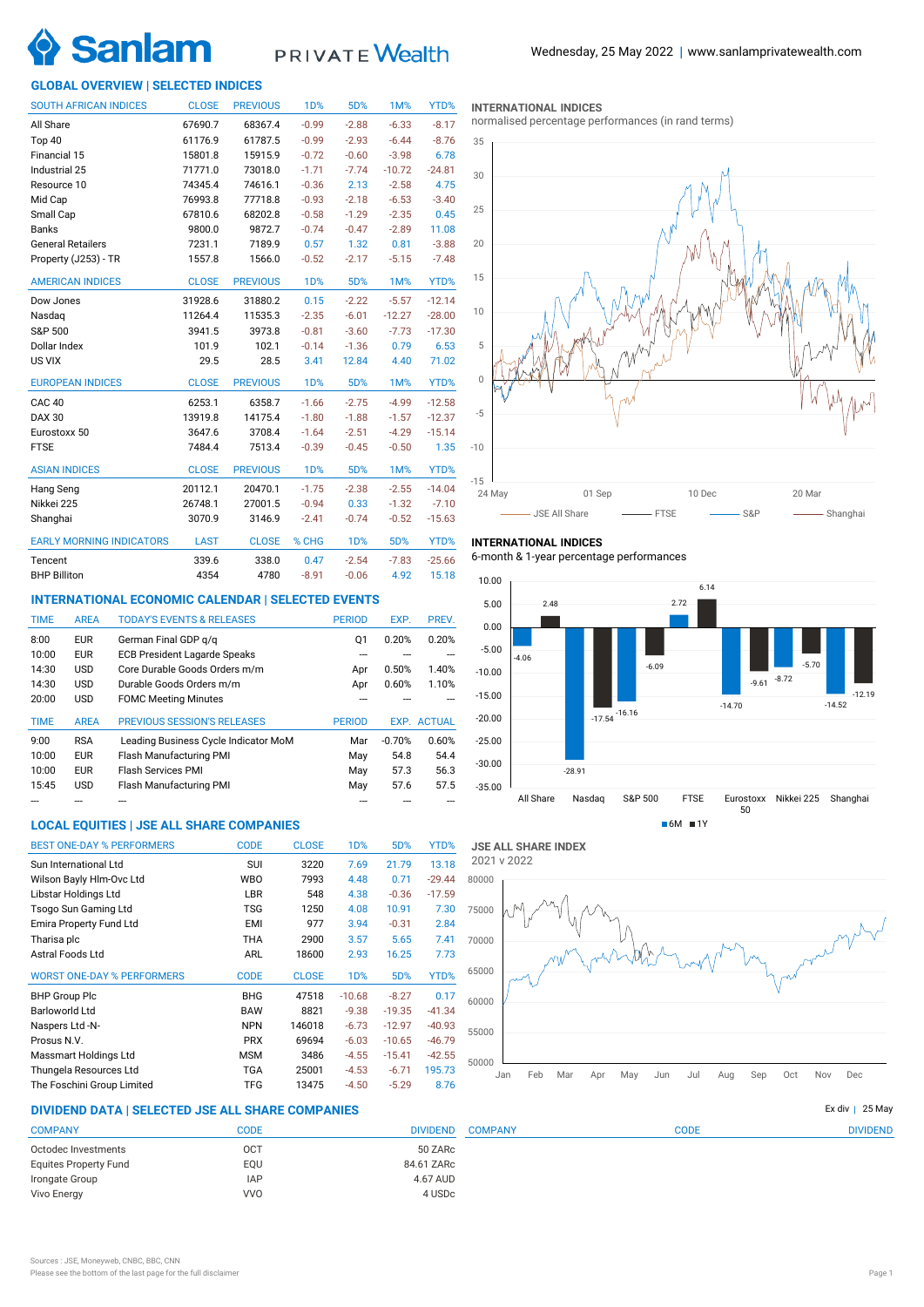Sanlam PRIVATE Wealth

Wednesday, 25 May 2022 | www.sanlamprivatewealth.com

## GLOBAL OVERVIEW | SELECTED INDICES

| SOUTH AFRICAN INDICES | CLOSE | PREVIOUS | 1D% | 5D% | 1M% | YTD% |
|---|---|---|---|---|---|---|
| All Share | 67690.7 | 68367.4 | -0.99 | -2.88 | -6.33 | -8.17 |
| Top 40 | 61176.9 | 61787.5 | -0.99 | -2.93 | -6.44 | -8.76 |
| Financial 15 | 15801.8 | 15915.9 | -0.72 | -0.60 | -3.98 | 6.78 |
| Industrial 25 | 71771.0 | 73018.0 | -1.71 | -7.74 | -10.72 | -24.81 |
| Resource 10 | 74345.4 | 74616.1 | -0.36 | 2.13 | -2.58 | 4.75 |
| Mid Cap | 76993.8 | 77718.8 | -0.93 | -2.18 | -6.53 | -3.40 |
| Small Cap | 67810.6 | 68202.8 | -0.58 | -1.29 | -2.35 | 0.45 |
| Banks | 9800.0 | 9872.7 | -0.74 | -0.47 | -2.89 | 11.08 |
| General Retailers | 7231.1 | 7189.9 | 0.57 | 1.32 | 0.81 | -3.88 |
| Property (J253) - TR | 1557.8 | 1566.0 | -0.52 | -2.17 | -5.15 | -7.48 |

| AMERICAN INDICES | CLOSE | PREVIOUS | 1D% | 5D% | 1M% | YTD% |
|---|---|---|---|---|---|---|
| Dow Jones | 31928.6 | 31880.2 | 0.15 | -2.22 | -5.57 | -12.14 |
| Nasdaq | 11264.4 | 11535.3 | -2.35 | -6.01 | -12.27 | -28.00 |
| S&P 500 | 3941.5 | 3973.8 | -0.81 | -3.60 | -7.73 | -17.30 |
| Dollar Index | 101.9 | 102.1 | -0.14 | -1.36 | 0.79 | 6.53 |
| US VIX | 29.5 | 28.5 | 3.41 | 12.84 | 4.40 | 71.02 |

| EUROPEAN INDICES | CLOSE | PREVIOUS | 1D% | 5D% | 1M% | YTD% |
|---|---|---|---|---|---|---|
| CAC 40 | 6253.1 | 6358.7 | -1.66 | -2.75 | -4.99 | -12.58 |
| DAX 30 | 13919.8 | 14175.4 | -1.80 | -1.88 | -1.57 | -12.37 |
| Eurostoxx 50 | 3647.6 | 3708.4 | -1.64 | -2.51 | -4.29 | -15.14 |
| FTSE | 7484.4 | 7513.4 | -0.39 | -0.45 | -0.50 | 1.35 |

| ASIAN INDICES | CLOSE | PREVIOUS | 1D% | 5D% | 1M% | YTD% |
|---|---|---|---|---|---|---|
| Hang Seng | 20112.1 | 20470.1 | -1.75 | -2.38 | -2.55 | -14.04 |
| Nikkei 225 | 26748.1 | 27001.5 | -0.94 | 0.33 | -1.32 | -7.10 |
| Shanghai | 3070.9 | 3146.9 | -2.41 | -0.74 | -0.52 | -15.63 |

| EARLY MORNING INDICATORS | LAST | CLOSE | % CHG | 5D% | YTD% |
|---|---|---|---|---|---|
| Tencent | 339.6 | 338.0 | 0.47 | -2.54 | -7.83 | -25.66 |
| BHP Billiton | 4354 | 4780 | -8.91 | -0.06 | 4.92 | 15.18 |

### INTERNATIONAL INDICES
normalised percentage performances (in rand terms)

Legend: JSE All Share, FTSE, S&P, Shanghai (24 May – 20 Mar)

### INTERNATIONAL INDICES
6-month & 1-year percentage performances

| Index | 6M | 1Y |
|---|---|---|
| All Share | -4.06 | 2.48 |
| Nasdaq | -28.91 | -17.54 |
| S&P 500 | -16.16 | -6.09 |
| FTSE | 2.72 | 6.14 |
| Eurostoxx 50 | -14.70 | -9.61 |
| Nikkei 225 | -8.72 | -5.70 |
| Shanghai | -14.52 | -12.19 |

## INTERNATIONAL ECONOMIC CALENDAR | SELECTED EVENTS

| TIME | AREA | TODAY'S EVENTS & RELEASES | PERIOD | EXP. | PREV. |
|---|---|---|---|---|---|
| 8:00 | EUR | German Final GDP q/q | Q1 | 0.20% | 0.20% |
| 10:00 | EUR | ECB President Lagarde Speaks | --- | --- | --- |
| 14:30 | USD | Core Durable Goods Orders m/m | Apr | 0.50% | 1.40% |
| 14:30 | USD | Durable Goods Orders m/m | Apr | 0.60% | 1.10% |
| 20:00 | USD | FOMC Meeting Minutes | --- | --- | --- |

| TIME | AREA | PREVIOUS SESSION'S RELEASES | PERIOD | EXP. | ACTUAL |
|---|---|---|---|---|---|
| 9:00 | RSA | Leading Business Cycle Indicator MoM | Mar | -0.70% | 0.60% |
| 10:00 | EUR | Flash Manufacturing PMI | May | 54.8 | 54.4 |
| 10:00 | EUR | Flash Services PMI | May | 57.3 | 56.3 |
| 15:45 | USD | Flash Manufacturing PMI | May | 57.6 | 57.5 |
| --- | --- | --- | --- | --- | --- |

## LOCAL EQUITIES | JSE ALL SHARE COMPANIES

| BEST ONE-DAY % PERFORMERS | CODE | CLOSE | 1D% | 5D% | YTD% |
|---|---|---|---|---|---|
| Sun International Ltd | SUI | 3220 | 7.69 | 21.79 | 13.18 |
| Wilson Bayly Hlm-Ovc Ltd | WBO | 7993 | 4.48 | 0.71 | -29.44 |
| Libstar Holdings Ltd | LBR | 548 | 4.38 | -0.36 | -17.59 |
| Tsogo Sun Gaming Ltd | TSG | 1250 | 4.08 | 10.91 | 7.30 |
| Emira Property Fund Ltd | EMI | 977 | 3.94 | -0.31 | 2.84 |
| Tharisa plc | THA | 2900 | 3.57 | 5.65 | 7.41 |
| Astral Foods Ltd | ARL | 18600 | 2.93 | 16.25 | 7.73 |

| WORST ONE-DAY % PERFORMERS | CODE | CLOSE | 1D% | 5D% | YTD% |
|---|---|---|---|---|---|
| BHP Group Plc | BHG | 47518 | -10.68 | -8.27 | 0.17 |
| Barloworld Ltd | BAW | 8821 | -9.38 | -19.35 | -41.34 |
| Naspers Ltd -N- | NPN | 146018 | -6.73 | -12.97 | -40.93 |
| Prosus N.V. | PRX | 69694 | -6.03 | -10.65 | -46.79 |
| Massmart Holdings Ltd | MSM | 3486 | -4.55 | -15.41 | -42.55 |
| Thungela Resources Ltd | TGA | 25001 | -4.53 | -6.71 | 195.73 |
| The Foschini Group Limited | TFG | 13475 | -4.50 | -5.29 | 8.76 |

### JSE ALL SHARE INDEX
2021 v 2022

## DIVIDEND DATA | SELECTED JSE ALL SHARE COMPANIES

Ex div | 25 May

| COMPANY | CODE | DIVIDEND |
|---|---|---|
| Octodec Investments | OCT | 50 ZARc |
| Equites Property Fund | EQU | 84.61 ZARc |
| Irongate Group | IAP | 4.67 AUD |
| Vivo Energy | VVO | 4 USDc |

| COMPANY | CODE | DIVIDEND |
|---|---|---|

Sources : JSE, Moneyweb, CNBC, BBC, CNN
Please see the bottom of the last page for the full disclaimer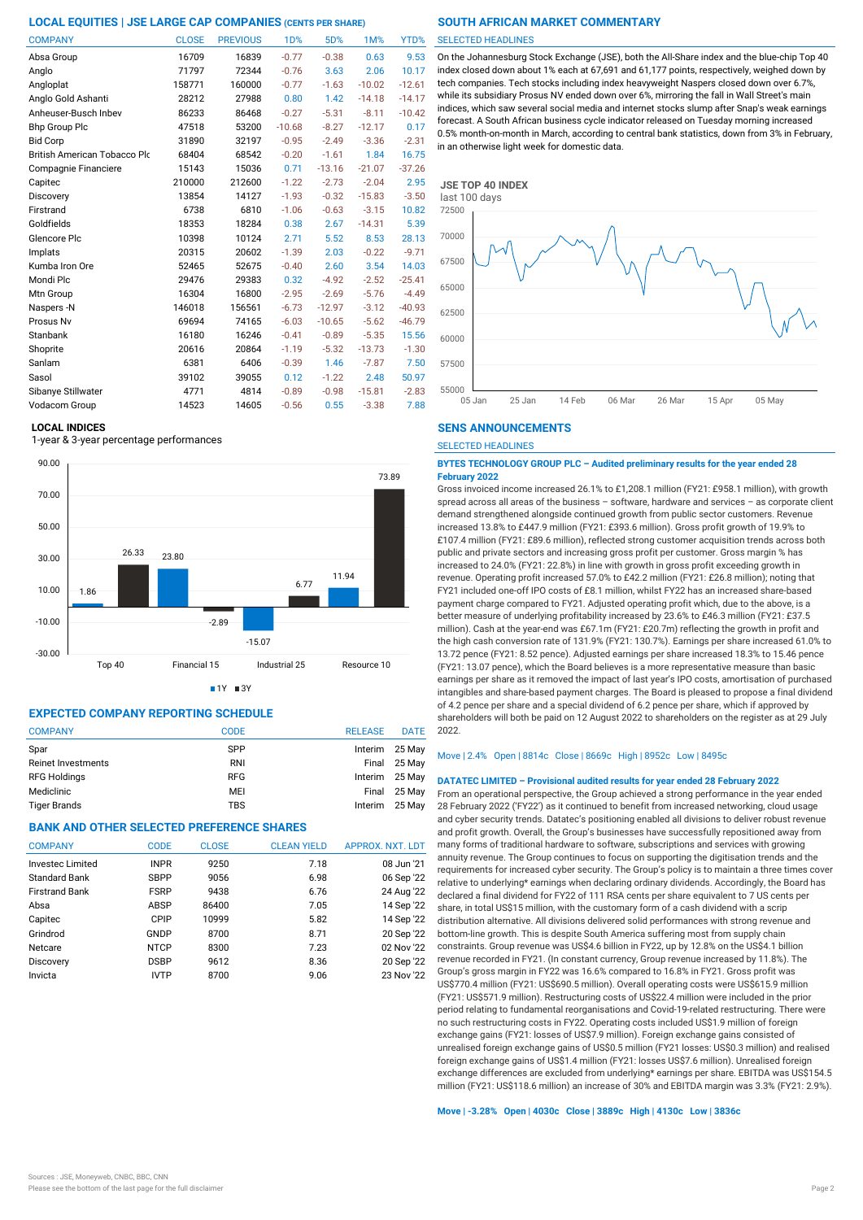## LOCAL EQUITIES | JSE LARGE CAP COMPANIES (CENTS PER SHARE)

| COMPANY | CLOSE | PREVIOUS | 1D% | 5D% | 1M% | YTD% |
|---|---|---|---|---|---|---|
| Absa Group | 16709 | 16839 | -0.77 | -0.38 | 0.63 | 9.53 |
| Anglo | 71797 | 72344 | -0.76 | 3.63 | 2.06 | 10.17 |
| Angloplat | 158771 | 160000 | -0.77 | -1.63 | -10.02 | -12.61 |
| Anglo Gold Ashanti | 28212 | 27988 | 0.80 | 1.42 | -14.18 | -14.17 |
| Anheuser-Busch Inbev | 86233 | 86468 | -0.27 | -5.31 | -8.11 | -10.42 |
| Bhp Group Plc | 47518 | 53200 | -10.68 | -8.27 | -12.17 | 0.17 |
| Bid Corp | 31890 | 32197 | -0.95 | -2.49 | -3.36 | -2.31 |
| British American Tobacco Plc | 68404 | 68542 | -0.20 | -1.61 | 1.84 | 16.75 |
| Compagnie Financiere | 15143 | 15036 | 0.71 | -13.16 | -21.07 | -37.26 |
| Capitec | 210000 | 212600 | -1.22 | -2.73 | -2.04 | 2.95 |
| Discovery | 13854 | 14127 | -1.93 | -0.32 | -15.83 | -3.50 |
| Firstrand | 6738 | 6810 | -1.06 | -0.63 | -3.15 | 10.82 |
| Goldfields | 18353 | 18284 | 0.38 | 2.67 | -14.31 | 5.39 |
| Glencore Plc | 10398 | 10124 | 2.71 | 5.52 | 8.53 | 28.13 |
| Implats | 20315 | 20602 | -1.39 | 2.03 | -0.22 | -9.71 |
| Kumba Iron Ore | 52465 | 52675 | -0.40 | 2.60 | 3.54 | 14.03 |
| Mondi Plc | 29476 | 29383 | 0.32 | -4.92 | -2.52 | -25.41 |
| Mtn Group | 16304 | 16800 | -2.95 | -2.69 | -5.76 | -4.49 |
| Naspers -N | 146018 | 156561 | -6.73 | -12.97 | -3.12 | -40.93 |
| Prosus Nv | 69694 | 74165 | -6.03 | -10.65 | -5.62 | -46.79 |
| Stanbank | 16180 | 16246 | -0.41 | -0.89 | -5.35 | 15.56 |
| Shoprite | 20616 | 20864 | -1.19 | -5.32 | -13.73 | -1.30 |
| Sanlam | 6381 | 6406 | -0.39 | 1.46 | -7.87 | 7.50 |
| Sasol | 39102 | 39055 | 0.12 | -1.22 | 2.48 | 50.97 |
| Sibanye Stillwater | 4771 | 4814 | -0.89 | -0.98 | -15.81 | -2.83 |
| Vodacom Group | 14523 | 14605 | -0.56 | 0.55 | -3.38 | 7.88 |

### LOCAL INDICES

1-year & 3-year percentage performances

| Index | 1Y | 3Y |
|---|---|---|
| Top 40 | 1.86 | 26.33 |
| Financial 15 | 23.80 | -2.89 |
| Industrial 25 | -15.07 | 6.77 |
| Resource 10 | 11.94 | 73.89 |

## EXPECTED COMPANY REPORTING SCHEDULE

| COMPANY | CODE | RELEASE | DATE |
|---|---|---|---|
| Spar | SPP | Interim | 25 May |
| Reinet Investments | RNI | Final | 25 May |
| RFG Holdings | RFG | Interim | 25 May |
| Mediclinic | MEI | Final | 25 May |
| Tiger Brands | TBS | Interim | 25 May |

## BANK AND OTHER SELECTED PREFERENCE SHARES

| COMPANY | CODE | CLOSE | CLEAN YIELD | APPROX. NXT. LDT |
|---|---|---|---|---|
| Investec Limited | INPR | 9250 | 7.18 | 08 Jun '21 |
| Standard Bank | SBPP | 9056 | 6.98 | 06 Sep '22 |
| Firstrand Bank | FSRP | 9438 | 6.76 | 24 Aug '22 |
| Absa | ABSP | 86400 | 7.05 | 14 Sep '22 |
| Capitec | CPIP | 10999 | 5.82 | 14 Sep '22 |
| Grindrod | GNDP | 8700 | 8.71 | 20 Sep '22 |
| Netcare | NTCP | 8300 | 7.23 | 02 Nov '22 |
| Discovery | DSBP | 9612 | 8.36 | 20 Sep '22 |
| Invicta | IVTP | 8700 | 9.06 | 23 Nov '22 |

## SOUTH AFRICAN MARKET COMMENTARY

SELECTED HEADLINES

On the Johannesburg Stock Exchange (JSE), both the All-Share index and the blue-chip Top 40 index closed down about 1% each at 67,691 and 61,177 points, respectively, weighed down by tech companies. Tech stocks including index heavyweight Naspers closed down over 6.7%, while its subsidiary Prosus NV ended down over 6%, mirroring the fall in Wall Street's main indices, which saw several social media and internet stocks slump after Snap's weak earnings forecast. A South African business cycle indicator released on Tuesday morning increased 0.5% month-on-month in March, according to central bank statistics, down from 3% in February, in an otherwise light week for domestic data.

**JSE TOP 40 INDEX**

last 100 days

## SENS ANNOUNCEMENTS

SELECTED HEADLINES

**BYTES TECHNOLOGY GROUP PLC – Audited preliminary results for the year ended 28 February 2022**

Gross invoiced income increased 26.1% to £1,208.1 million (FY21: £958.1 million), with growth spread across all areas of the business – software, hardware and services – as corporate client demand strengthened alongside continued growth from public sector customers. Revenue increased 13.8% to £447.9 million (FY21: £393.6 million). Gross profit growth of 19.9% to £107.4 million (FY21: £89.6 million), reflected strong customer acquisition trends across both public and private sectors and increasing gross profit per customer. Gross margin % has increased to 24.0% (FY21: 22.8%) in line with growth in gross profit exceeding growth in revenue. Operating profit increased 57.0% to £42.2 million (FY21: £26.8 million); noting that FY21 included one-off IPO costs of £8.1 million, whilst FY22 has an increased share-based payment charge compared to FY21. Adjusted operating profit which, due to the above, is a better measure of underlying profitability increased by 23.6% to £46.3 million (FY21: £37.5 million). Cash at the year-end was £67.1m (FY21: £20.7m) reflecting the growth in profit and the high cash conversion rate of 131.9% (FY21: 130.7%). Earnings per share increased 61.0% to 13.72 pence (FY21: 8.52 pence). Adjusted earnings per share increased 18.3% to 15.46 pence (FY21: 13.07 pence), which the Board believes is a more representative measure than basic earnings per share as it removed the impact of last year's IPO costs, amortisation of purchased intangibles and share-based payment charges. The Board is pleased to propose a final dividend of 4.2 pence per share and a special dividend of 6.2 pence per share, which if approved by shareholders will both be paid on 12 August 2022 to shareholders on the register as at 29 July 2022.

Move | 2.4% Open | 8814c Close | 8669c High | 8952c Low | 8495c

**DATATEC LIMITED – Provisional audited results for year ended 28 February 2022**

From an operational perspective, the Group achieved a strong performance in the year ended 28 February 2022 ('FY22') as it continued to benefit from increased networking, cloud usage and cyber security trends. Datatec's positioning enabled all divisions to deliver robust revenue and profit growth. Overall, the Group's businesses have successfully repositioned away from many forms of traditional hardware to software, subscriptions and services with growing annuity revenue. The Group continues to focus on supporting the digitisation trends and the requirements for increased cyber security. The Group's policy is to maintain a three times cover relative to underlying* earnings when declaring ordinary dividends. Accordingly, the Board has declared a final dividend for FY22 of 111 RSA cents per share equivalent to 7 US cents per share, in total US$15 million, with the customary form of a cash dividend with a scrip distribution alternative. All divisions delivered solid performances with strong revenue and bottom-line growth. This is despite South America suffering most from supply chain constraints. Group revenue was US$4.6 billion in FY22, up by 12.8% on the US$4.1 billion revenue recorded in FY21. (In constant currency, Group revenue increased by 11.8%). The Group's gross margin in FY22 was 16.6% compared to 16.8% in FY21. Gross profit was US$770.4 million (FY21: US$690.5 million). Overall operating costs were US$615.9 million (FY21: US$571.9 million). Restructuring costs of US$22.4 million were included in the prior period relating to fundamental reorganisations and Covid-19-related restructuring. There were no such restructuring costs in FY22. Operating costs included US$1.9 million of foreign exchange gains (FY21: losses of US$7.9 million). Foreign exchange gains consisted of unrealised foreign exchange gains of US$0.5 million (FY21 losses: US$0.3 million) and realised foreign exchange gains of US$1.4 million (FY21: losses US$7.6 million). Unrealised foreign exchange differences are excluded from underlying* earnings per share. EBITDA was US$154.5 million (FY21: US$118.6 million) an increase of 30% and EBITDA margin was 3.3% (FY21: 2.9%).

**Move | -3.28% Open | 4030c Close | 3889c High | 4130c Low | 3836c**

Sources : JSE, Moneyweb, CNBC, BBC, CNN

Please see the bottom of the last page for the full disclaimer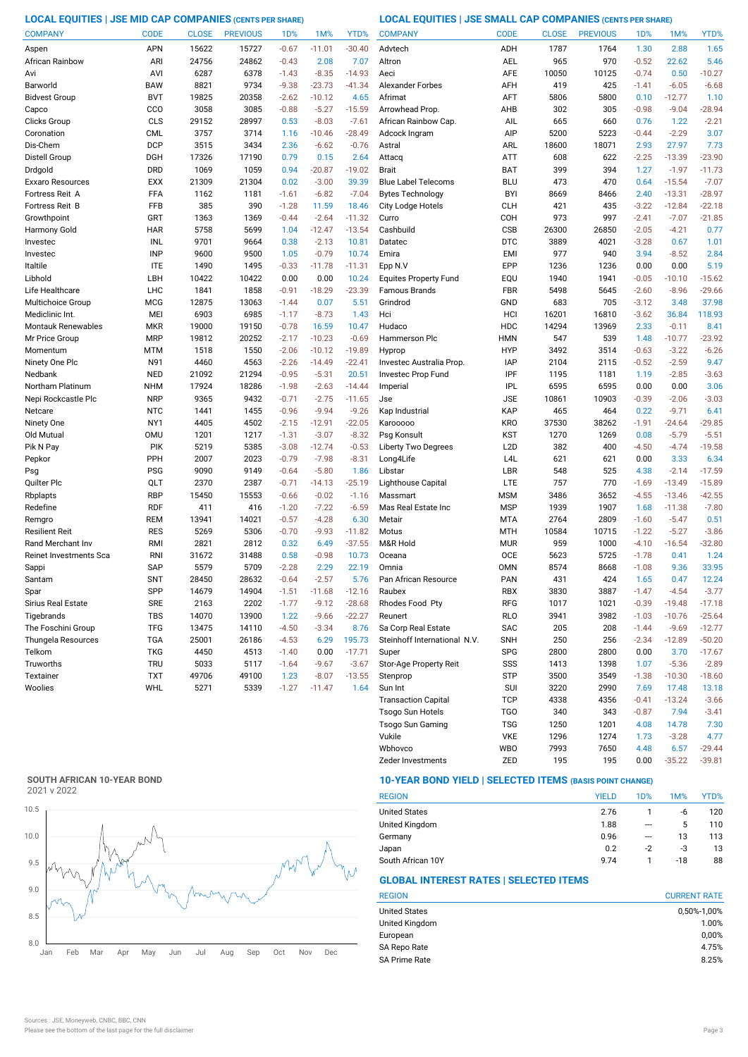## LOCAL EQUITIES | JSE MID CAP COMPANIES (CENTS PER SHARE)

| COMPANY | CODE | CLOSE | PREVIOUS | 1D% | 1M% | YTD% |
|---|---|---|---|---|---|---|
| Aspen | APN | 15622 | 15727 | -0.67 | -11.01 | -30.40 |
| African Rainbow | ARI | 24756 | 24862 | -0.43 | 2.08 | 7.07 |
| Avi | AVI | 6287 | 6378 | -1.43 | -8.35 | -14.93 |
| Barworld | BAW | 8821 | 9734 | -9.38 | -23.73 | -41.34 |
| Bidvest Group | BVT | 19825 | 20358 | -2.62 | -10.12 | 4.65 |
| Capco | CCO | 3058 | 3085 | -0.88 | -5.27 | -15.59 |
| Clicks Group | CLS | 29152 | 28997 | 0.53 | -8.03 | -7.61 |
| Coronation | CML | 3757 | 3714 | 1.16 | -10.46 | -28.49 |
| Dis-Chem | DCP | 3515 | 3434 | 2.36 | -6.62 | -0.76 |
| Distell Group | DGH | 17326 | 17190 | 0.79 | 0.15 | 2.64 |
| Drdgold | DRD | 1069 | 1059 | 0.94 | -20.87 | -19.02 |
| Exxaro Resources | EXX | 21309 | 21304 | 0.02 | -3.00 | 39.39 |
| Fortress Reit A | FFA | 1162 | 1181 | -1.61 | -6.82 | -7.04 |
| Fortress Reit B | FFB | 385 | 390 | -1.28 | 11.59 | 18.46 |
| Growthpoint | GRT | 1363 | 1369 | -0.44 | -2.64 | -11.32 |
| Harmony Gold | HAR | 5758 | 5699 | 1.04 | -12.47 | -13.54 |
| Investec | INL | 9701 | 9664 | 0.38 | -2.13 | 10.81 |
| Investec | INP | 9600 | 9500 | 1.05 | -0.79 | 10.74 |
| Italtile | ITE | 1490 | 1495 | -0.33 | -11.78 | -11.31 |
| Libhold | LBH | 10422 | 10422 | 0.00 | 0.00 | 10.24 |
| Life Healthcare | LHC | 1841 | 1858 | -0.91 | -18.29 | -23.39 |
| Multichoice Group | MCG | 12875 | 13063 | -1.44 | 0.07 | 5.51 |
| Mediclinic Int. | MEI | 6903 | 6985 | -1.17 | -8.73 | 1.43 |
| Montauk Renewables | MKR | 19000 | 19150 | -0.78 | 16.59 | 10.47 |
| Mr Price Group | MRP | 19812 | 20252 | -2.17 | -10.23 | -0.69 |
| Momentum | MTM | 1518 | 1550 | -2.06 | -10.12 | -19.89 |
| Ninety One Plc | N91 | 4460 | 4563 | -2.26 | -14.49 | -22.41 |
| Nedbank | NED | 21092 | 21294 | -0.95 | -5.31 | 20.51 |
| Northam Platinum | NHM | 17924 | 18286 | -1.98 | -2.63 | -14.44 |
| Nepi Rockcastle Plc | NRP | 9365 | 9432 | -0.71 | -2.75 | -11.65 |
| Netcare | NTC | 1441 | 1455 | -0.96 | -9.94 | -9.26 |
| Ninety One | NY1 | 4405 | 4502 | -2.15 | -12.91 | -22.05 |
| Old Mutual | OMU | 1201 | 1217 | -1.31 | -3.07 | -8.32 |
| Pik N Pay | PIK | 5219 | 5385 | -3.08 | -12.74 | -0.53 |
| Pepkor | PPH | 2007 | 2023 | -0.79 | -7.98 | -8.31 |
| Psg | PSG | 9090 | 9149 | -0.64 | -5.80 | 1.86 |
| Quilter Plc | QLT | 2370 | 2387 | -0.71 | -14.13 | -25.19 |
| Rbplapts | RBP | 15450 | 15553 | -0.66 | -0.02 | -1.16 |
| Redefine | RDF | 411 | 416 | -1.20 | -7.22 | -6.59 |
| Remgro | REM | 13941 | 14021 | -0.57 | -4.28 | 6.30 |
| Resilient Reit | RES | 5269 | 5306 | -0.70 | -9.93 | -11.82 |
| Rand Merchant Inv | RMI | 2821 | 2812 | 0.32 | 6.49 | -37.55 |
| Reinet Investments Sca | RNI | 31672 | 31488 | 0.58 | -0.98 | 10.73 |
| Sappi | SAP | 5579 | 5709 | -2.28 | 2.29 | 22.19 |
| Santam | SNT | 28450 | 28632 | -0.64 | -2.57 | 5.76 |
| Spar | SPP | 14679 | 14904 | -1.51 | -11.68 | -12.16 |
| Sirius Real Estate | SRE | 2163 | 2202 | -1.77 | -9.12 | -28.68 |
| Tigebrands | TBS | 14070 | 13900 | 1.22 | -9.66 | -22.27 |
| The Foschini Group | TFG | 13475 | 14110 | -4.50 | -3.34 | 8.76 |
| Thungela Resources | TGA | 25001 | 26186 | -4.53 | 6.29 | 195.73 |
| Telkom | TKG | 4450 | 4513 | -1.40 | 0.00 | -17.71 |
| Truworths | TRU | 5033 | 5117 | -1.64 | -9.67 | -3.67 |
| Textainer | TXT | 49706 | 49100 | 1.23 | -8.07 | -13.55 |
| Woolies | WHL | 5271 | 5339 | -1.27 | -11.47 | 1.64 |

## LOCAL EQUITIES | JSE SMALL CAP COMPANIES (CENTS PER SHARE)

| COMPANY | CODE | CLOSE | PREVIOUS | 1D% | 1M% | YTD% |
|---|---|---|---|---|---|---|
| Advtech | ADH | 1787 | 1764 | 1.30 | 2.88 | 1.65 |
| Altron | AEL | 965 | 970 | -0.52 | 22.62 | 5.46 |
| Aeci | AFE | 10050 | 10125 | -0.74 | 0.50 | -10.27 |
| Alexander Forbes | AFH | 419 | 425 | -1.41 | -6.05 | -6.68 |
| Afrimat | AFT | 5806 | 5800 | 0.10 | -12.77 | 1.10 |
| Arrowhead Prop. | AHB | 302 | 305 | -0.98 | -9.04 | -28.94 |
| African Rainbow Cap. | AIL | 665 | 660 | 0.76 | 1.22 | -2.21 |
| Adcock Ingram | AIP | 5200 | 5223 | -0.44 | -2.29 | 3.07 |
| Astral | ARL | 18600 | 18071 | 2.93 | 27.97 | 7.73 |
| Attacq | ATT | 608 | 622 | -2.25 | -13.39 | -23.90 |
| Brait | BAT | 399 | 394 | 1.27 | -1.97 | -11.73 |
| Blue Label Telecoms | BLU | 473 | 470 | 0.64 | -15.54 | -7.07 |
| Bytes Technology | BYI | 8669 | 8466 | 2.40 | -13.31 | -28.97 |
| City Lodge Hotels | CLH | 421 | 435 | -3.22 | -12.84 | -22.18 |
| Curro | COH | 973 | 997 | -2.41 | -7.07 | -21.85 |
| Cashbuild | CSB | 26300 | 26850 | -2.05 | -4.21 | 0.77 |
| Datatec | DTC | 3889 | 4021 | -3.28 | 0.67 | 1.01 |
| Emira | EMI | 977 | 940 | 3.94 | -8.52 | 2.84 |
| Epp N.V | EPP | 1236 | 1236 | 0.00 | 0.00 | 5.19 |
| Equites Property Fund | EQU | 1940 | 1941 | -0.05 | -10.10 | -15.62 |
| Famous Brands | FBR | 5498 | 5645 | -2.60 | -8.96 | -29.66 |
| Grindrod | GND | 683 | 705 | -3.12 | 3.48 | 37.98 |
| Hci | HCI | 16201 | 16810 | -3.62 | 36.84 | 118.93 |
| Hudaco | HDC | 14294 | 13969 | 2.33 | -0.11 | 8.41 |
| Hammerson Plc | HMN | 547 | 539 | 1.48 | -10.77 | -23.92 |
| Hyprop | HYP | 3492 | 3514 | -0.63 | -3.22 | -6.26 |
| Investec Australia Prop. | IAP | 2104 | 2115 | -0.52 | -2.59 | 9.47 |
| Investec Prop Fund | IPF | 1195 | 1181 | 1.19 | -2.85 | -3.63 |
| Imperial | IPL | 6595 | 6595 | 0.00 | 0.00 | 3.06 |
| Jse | JSE | 10861 | 10903 | -0.39 | -2.06 | -3.03 |
| Kap Industrial | KAP | 465 | 464 | 0.22 | -9.71 | 6.41 |
| Karooooo | KRO | 37530 | 38262 | -1.91 | -24.64 | -29.85 |
| Psg Konsult | KST | 1270 | 1269 | 0.08 | -5.79 | -5.51 |
| Liberty Two Degrees | L2D | 382 | 400 | -4.50 | -4.74 | -19.58 |
| Long4Life | L4L | 621 | 621 | 0.00 | 3.33 | 6.34 |
| Libstar | LBR | 548 | 525 | 4.38 | -2.14 | -17.59 |
| Lighthouse Capital | LTE | 757 | 770 | -1.69 | -13.49 | -15.89 |
| Massmart | MSM | 3486 | 3652 | -4.55 | -13.46 | -42.55 |
| Mas Real Estate Inc | MSP | 1939 | 1907 | 1.68 | -11.38 | -7.80 |
| Metair | MTA | 2764 | 2809 | -1.60 | -5.47 | 0.51 |
| Motus | MTH | 10584 | 10715 | -1.22 | -5.27 | -3.86 |
| M&R Hold | MUR | 959 | 1000 | -4.10 | -16.54 | -32.80 |
| Oceana | OCE | 5623 | 5725 | -1.78 | 0.41 | 1.24 |
| Omnia | OMN | 8574 | 8668 | -1.08 | 9.36 | 33.95 |
| Pan African Resource | PAN | 431 | 424 | 1.65 | 0.47 | 12.24 |
| Raubex | RBX | 3830 | 3887 | -1.47 | -4.54 | -3.77 |
| Rhodes Food Pty | RFG | 1017 | 1021 | -0.39 | -19.48 | -17.18 |
| Reunert | RLO | 3941 | 3982 | -1.03 | -10.76 | -25.64 |
| Sa Corp Real Estate | SAC | 205 | 208 | -1.44 | -9.69 | -12.77 |
| Steinhoff International N.V. | SNH | 250 | 256 | -2.34 | -12.89 | -50.20 |
| Super | SPG | 2800 | 2800 | 0.00 | 3.70 | -17.67 |
| Stor-Age Property Reit | SSS | 1413 | 1398 | 1.07 | -5.36 | -2.89 |
| Stenprop | STP | 3500 | 3549 | -1.38 | -10.30 | -18.60 |
| Sun Int | SUI | 3220 | 2990 | 7.69 | 17.48 | 13.18 |
| Transaction Capital | TCP | 4338 | 4356 | -0.41 | -13.24 | -3.66 |
| Tsogo Sun Hotels | TGO | 340 | 343 | -0.87 | 7.94 | -3.41 |
| Tsogo Sun Gaming | TSG | 1250 | 1201 | 4.08 | 14.78 | 7.30 |
| Vukile | VKE | 1296 | 1274 | 1.73 | -3.28 | 4.77 |
| Wbhovco | WBO | 7993 | 7650 | 4.48 | 6.57 | -29.44 |
| Zeder Investments | ZED | 195 | 195 | 0.00 | -35.22 | -39.81 |

## SOUTH AFRICAN 10-YEAR BOND

2021 v 2022

## 10-YEAR BOND YIELD | SELECTED ITEMS (BASIS POINT CHANGE)

| REGION | YIELD | 1D% | 1M% | YTD% |
|---|---|---|---|---|
| United States | 2.76 | 1 | -6 | 120 |
| United Kingdom | 1.88 | --- | 5 | 110 |
| Germany | 0.96 | --- | 13 | 113 |
| Japan | 0.2 | -2 | -3 | 13 |
| South African 10Y | 9.74 | 1 | -18 | 88 |

## GLOBAL INTEREST RATES | SELECTED ITEMS

| REGION | CURRENT RATE |
|---|---|
| United States | 0,50%-1,00% |
| United Kingdom | 1.00% |
| European | 0,00% |
| SA Repo Rate | 4.75% |
| SA Prime Rate | 8.25% |

Sources : JSE, Moneyweb, CNBC, BBC, CNN
Please see the bottom of the last page for the full disclaimer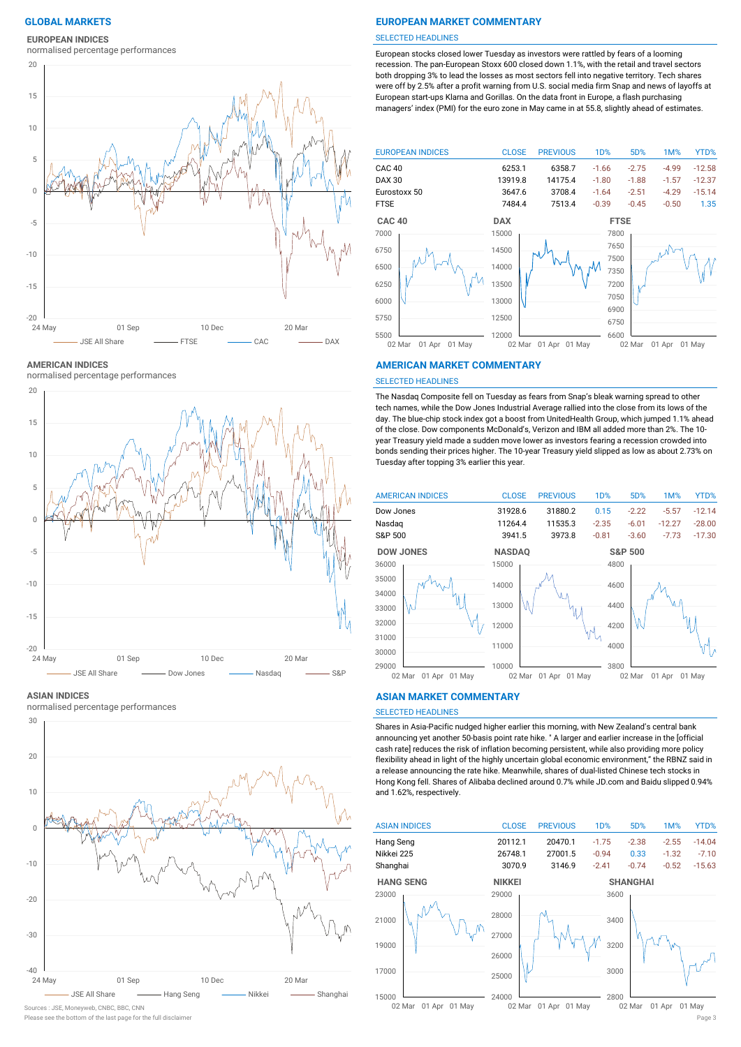# GLOBAL MARKETS

### EUROPEAN INDICES

normalised percentage performances

JSE All Share — FTSE — CAC — DAX

### AMERICAN INDICES

normalised percentage performances

JSE All Share — Dow Jones — Nasdaq — S&P

### ASIAN INDICES

normalised percentage performances

JSE All Share — Hang Seng — Nikkei — Shanghai

Sources : JSE, Moneyweb, CNBC, BBC, CNN

Please see the bottom of the last page for the full disclaimer

## EUROPEAN MARKET COMMENTARY

SELECTED HEADLINES

European stocks closed lower Tuesday as investors were rattled by fears of a looming recession. The pan-European Stoxx 600 closed down 1.1%, with the retail and travel sectors both dropping 3% to lead the losses as most sectors fell into negative territory. Tech shares were off by 2.5% after a profit warning from U.S. social media firm Snap and news of layoffs at European start-ups Klarna and Gorillas. On the data front in Europe, a flash purchasing managers' index (PMI) for the euro zone in May came in at 55.8, slightly ahead of estimates.

| EUROPEAN INDICES | CLOSE | PREVIOUS | 1D% | 5D% | 1M% | YTD% |
|---|---|---|---|---|---|---|
| CAC 40 | 6253.1 | 6358.7 | -1.66 | -2.75 | -4.99 | -12.58 |
| DAX 30 | 13919.8 | 14175.4 | -1.80 | -1.88 | -1.57 | -12.37 |
| Eurostoxx 50 | 3647.6 | 3708.4 | -1.64 | -2.51 | -4.29 | -15.14 |
| FTSE | 7484.4 | 7513.4 | -0.39 | -0.45 | -0.50 | 1.35 |

CAC 40 — DAX — FTSE

## AMERICAN MARKET COMMENTARY

SELECTED HEADLINES

The Nasdaq Composite fell on Tuesday as fears from Snap's bleak warning spread to other tech names, while the Dow Jones Industrial Average rallied into the close from its lows of the day. The blue-chip stock index got a boost from UnitedHealth Group, which jumped 1.1% ahead of the close. Dow components McDonald's, Verizon and IBM all added more than 2%. The 10-year Treasury yield made a sudden move lower as investors fearing a recession crowded into bonds sending their prices higher. The 10-year Treasury yield slipped as low as about 2.73% on Tuesday after topping 3% earlier this year.

| AMERICAN INDICES | CLOSE | PREVIOUS | 1D% | 5D% | 1M% | YTD% |
|---|---|---|---|---|---|---|
| Dow Jones | 31928.6 | 31880.2 | 0.15 | -2.22 | -5.57 | -12.14 |
| Nasdaq | 11264.4 | 11535.3 | -2.35 | -6.01 | -12.27 | -28.00 |
| S&P 500 | 3941.5 | 3973.8 | -0.81 | -3.60 | -7.73 | -17.30 |

DOW JONES — NASDAQ — S&P 500

## ASIAN MARKET COMMENTARY

SELECTED HEADLINES

Shares in Asia-Pacific nudged higher earlier this morning, with New Zealand's central bank announcing yet another 50-basis point rate hike. " A larger and earlier increase in the [official cash rate] reduces the risk of inflation becoming persistent, while also providing more policy flexibility ahead in light of the highly uncertain global economic environment," the RBNZ said in a release announcing the rate hike. Meanwhile, shares of dual-listed Chinese tech stocks in Hong Kong fell. Shares of Alibaba declined around 0.7% while JD.com and Baidu slipped 0.94% and 1.62%, respectively.

| ASIAN INDICES | CLOSE | PREVIOUS | 1D% | 5D% | 1M% | YTD% |
|---|---|---|---|---|---|---|
| Hang Seng | 20112.1 | 20470.1 | -1.75 | -2.38 | -2.55 | -14.04 |
| Nikkei 225 | 26748.1 | 27001.5 | -0.94 | 0.33 | -1.32 | -7.10 |
| Shanghai | 3070.9 | 3146.9 | -2.41 | -0.74 | -0.52 | -15.63 |

HANG SENG — NIKKEI — SHANGHAI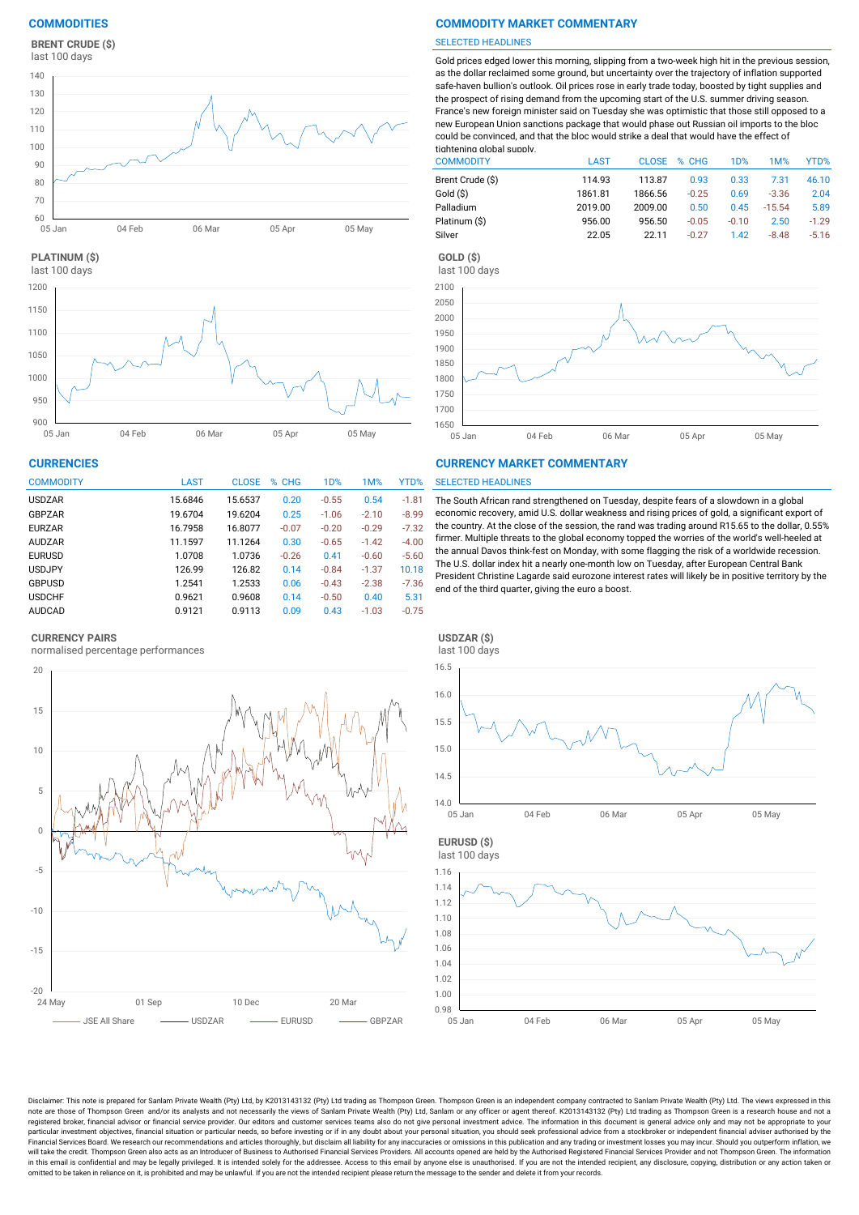## COMMODITIES

**BRENT CRUDE ($)**
last 100 days

140
130
120
110
100
90
80
70
60
05 Jan
04 Feb
06 Mar
05 Apr
05 May

**PLATINUM ($)**
last 100 days

1200
1150
1100
1050
1000
950
900
05 Jan
04 Feb
06 Mar
05 Apr
05 May

## COMMODITY MARKET COMMENTARY

SELECTED HEADLINES

Gold prices edged lower this morning, slipping from a two-week high hit in the previous session, as the dollar reclaimed some ground, but uncertainty over the trajectory of inflation supported safe-haven bullion's outlook. Oil prices rose in early trade today, boosted by tight supplies and the prospect of rising demand from the upcoming start of the U.S. summer driving season. France's new foreign minister said on Tuesday she was optimistic that those still opposed to a new European Union sanctions package that would phase out Russian oil imports to the bloc could be convinced, and that the bloc would strike a deal that would have the effect of tightening global supply.

| COMMODITY | LAST | CLOSE | % CHG | 1D% | 1M% | YTD% |
|---|---|---|---|---|---|---|
| Brent Crude ($) | 114.93 | 113.87 | 0.93 | 0.33 | 7.31 | 46.10 |
| Gold ($) | 1861.81 | 1866.56 | -0.25 | 0.69 | -3.36 | 2.04 |
| Palladium | 2019.00 | 2009.00 | 0.50 | 0.45 | -15.54 | 5.89 |
| Platinum ($) | 956.00 | 956.50 | -0.05 | -0.10 | 2.50 | -1.29 |
| Silver | 22.05 | 22.11 | -0.27 | 1.42 | -8.48 | -5.16 |

**GOLD ($)**
last 100 days

2100
2050
2000
1950
1900
1850
1800
1750
1700
1650
05 Jan
04 Feb
06 Mar
05 Apr
05 May

## CURRENCIES

| COMMODITY | LAST | CLOSE | % CHG | 1D% | 1M% | YTD% |
|---|---|---|---|---|---|---|
| USDZAR | 15.6846 | 15.6537 | 0.20 | -0.55 | 0.54 | -1.81 |
| GBPZAR | 19.6704 | 19.6204 | 0.25 | -1.06 | -2.10 | -8.99 |
| EURZAR | 16.7958 | 16.8077 | -0.07 | -0.20 | -0.29 | -7.32 |
| AUDZAR | 11.1597 | 11.1264 | 0.30 | -0.65 | -1.42 | -4.00 |
| EURUSD | 1.0708 | 1.0736 | -0.26 | 0.41 | -0.60 | -5.60 |
| USDJPY | 126.99 | 126.82 | 0.14 | -0.84 | -1.37 | 10.18 |
| GBPUSD | 1.2541 | 1.2533 | 0.06 | -0.43 | -2.38 | -7.36 |
| USDCHF | 0.9621 | 0.9608 | 0.14 | -0.50 | 0.40 | 5.31 |
| AUDCAD | 0.9121 | 0.9113 | 0.09 | 0.43 | -1.03 | -0.75 |

## CURRENCY MARKET COMMENTARY

SELECTED HEADLINES

The South African rand strengthened on Tuesday, despite fears of a slowdown in a global economic recovery, amid U.S. dollar weakness and rising prices of gold, a significant export of the country. At the close of the session, the rand was trading around R15.65 to the dollar, 0.55% firmer. Multiple threats to the global economy topped the worries of the world's well-heeled at the annual Davos think-fest on Monday, with some flagging the risk of a worldwide recession. The U.S. dollar index hit a nearly one-month low on Tuesday, after European Central Bank President Christine Lagarde said eurozone interest rates will likely be in positive territory by the end of the third quarter, giving the euro a boost.

**CURRENCY PAIRS**
normalised percentage performances

20
15
10
5
0
-5
-10
-15
-20
24 May
01 Sep
10 Dec
20 Mar

JSE All Share
USDZAR
EURUSD
GBPZAR

**USDZAR ($)**
last 100 days

16.5
16.0
15.5
15.0
14.5
14.0
05 Jan
04 Feb
06 Mar
05 Apr
05 May

**EURUSD ($)**
last 100 days

1.16
1.14
1.12
1.10
1.08
1.06
1.04
1.02
1.00
0.98
05 Jan
04 Feb
06 Mar
05 Apr
05 May

Disclaimer: This note is prepared for Sanlam Private Wealth (Pty) Ltd, by K2013143132 (Pty) Ltd trading as Thompson Green. Thompson Green is an independent company contracted to Sanlam Private Wealth (Pty) Ltd. The views expressed in this note are those of Thompson Green and its analysts and not necessarily the views of Sanlam Private Wealth (Pty) Ltd, Sanlam or any officer or agent thereof. K2013143132 (Pty) Ltd trading as Thompson Green is a research house and not a registered broker, financial advisor or financial service provider. Our editors and customer services teams also do not give personal investment advice. The information in this document is general advice only and may not be appropriate to your particular investment objectives, financial situation or particular needs, so before investing or if in any doubt about your personal situation, you should seek professional advice from a stockbroker or independent financial adviser authorised by the Financial Services Board. We research our recommendations and articles thoroughly, but disclaim all liability for any inaccuracies or omissions in this publication and any trading or investment losses you may incur. Should you outperform inflation, we will take the credit. Thompson Green also acts as an Introducer of Business to Authorised Financial Services Providers. All accounts opened are held by the Authorised Registered Financial Services Provider and not Thompson Green. The information in this email is confidential and may be legally privileged. It is intended solely for the addressee. Access to this email by anyone else is unauthorised. If you are not the intended recipient, any disclosure, copying, distribution or any action taken or omitted to be taken in reliance on it, is prohibited and may be unlawful. If you are not the intended recipient please return the message to the sender and delete it from your records.